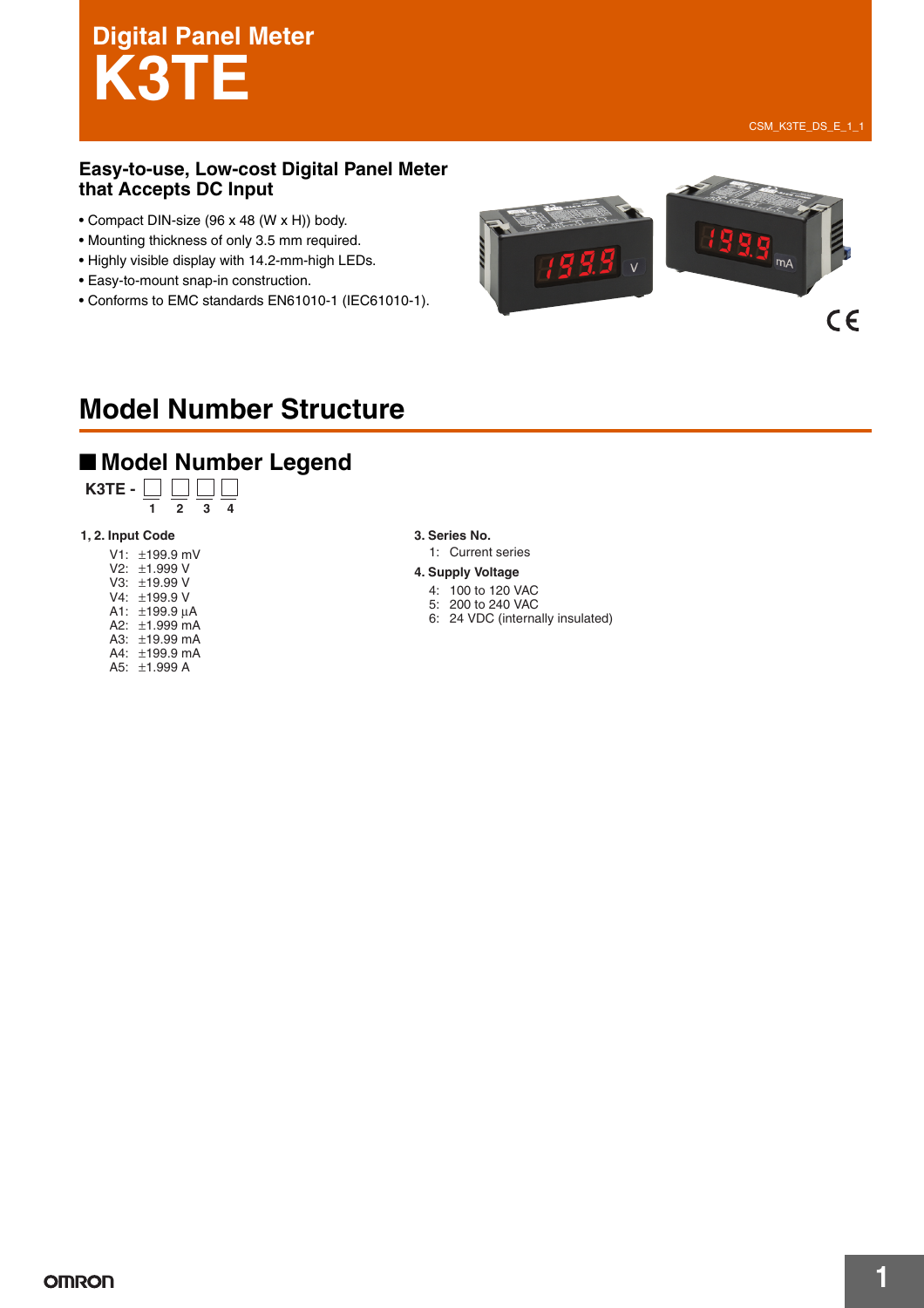# Digital Panel Meter
# K3TE

CSM_K3TE_DS_E_1_1

## Easy-to-use, Low-cost Digital Panel Meter that Accepts DC Input

- Compact DIN-size (96 x 48 (W x H)) body.
- Mounting thickness of only 3.5 mm required.
- Highly visible display with 14.2-mm-high LEDs.
- Easy-to-mount snap-in construction.
- Conforms to EMC standards EN61010-1 (IEC61010-1).

# Model Number Structure

## ■ Model Number Legend

K3TE - □ □ □ □
1 2 3 4

**1, 2. Input Code**

V1: ±199.9 mV
V2: ±1.999 V
V3: ±19.99 V
V4: ±199.9 V
A1: ±199.9 µA
A2: ±1.999 mA
A3: ±19.99 mA
A4: ±199.9 mA
A5: ±1.999 A

**3. Series No.**

1: Current series

**4. Supply Voltage**

4: 100 to 120 VAC
5: 200 to 240 VAC
6: 24 VDC (internally insulated)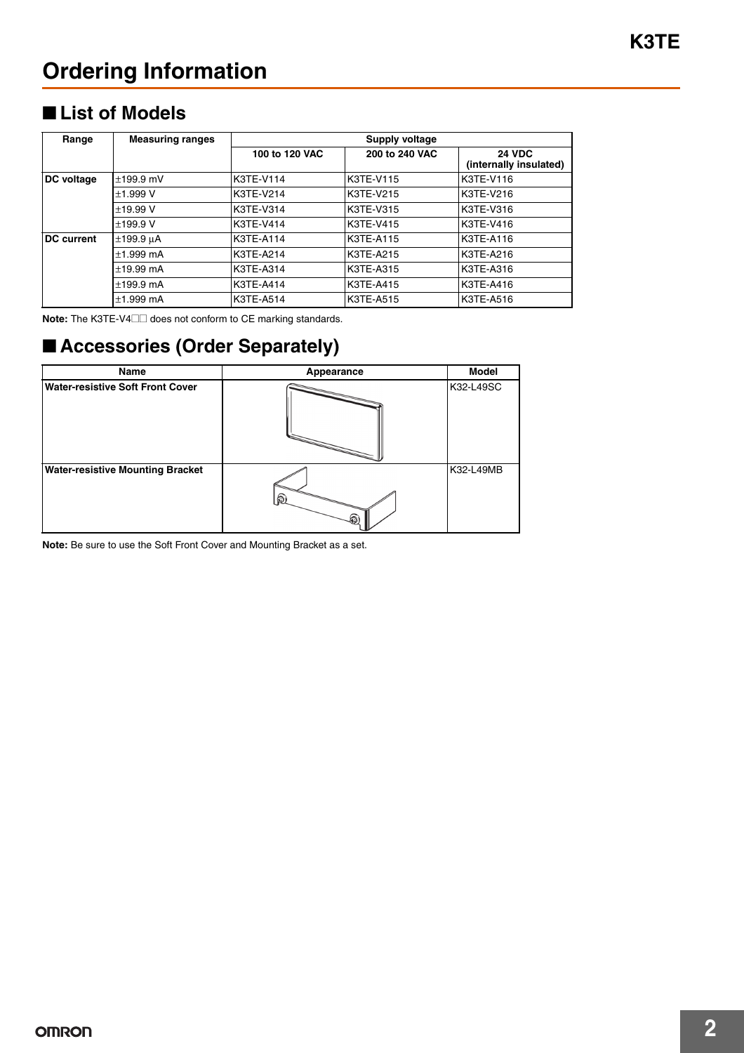# Ordering Information

## ■ List of Models

| Range | Measuring ranges | Supply voltage | | |
|---|---|---|---|---|
| | | 100 to 120 VAC | 200 to 240 VAC | 24 VDC (internally insulated) |
| DC voltage | ±199.9 mV | K3TE-V114 | K3TE-V115 | K3TE-V116 |
| | ±1.999 V | K3TE-V214 | K3TE-V215 | K3TE-V216 |
| | ±19.99 V | K3TE-V314 | K3TE-V315 | K3TE-V316 |
| | ±199.9 V | K3TE-V414 | K3TE-V415 | K3TE-V416 |
| DC current | ±199.9 μA | K3TE-A114 | K3TE-A115 | K3TE-A116 |
| | ±1.999 mA | K3TE-A214 | K3TE-A215 | K3TE-A216 |
| | ±19.99 mA | K3TE-A314 | K3TE-A315 | K3TE-A316 |
| | ±199.9 mA | K3TE-A414 | K3TE-A415 | K3TE-A416 |
| | ±1.999 mA | K3TE-A514 | K3TE-A515 | K3TE-A516 |

**Note:** The K3TE-V4☐☐ does not conform to CE marking standards.

## ■ Accessories (Order Separately)

| Name | Appearance | Model |
|---|---|---|
| **Water-resistive Soft Front Cover** | | K32-L49SC |
| **Water-resistive Mounting Bracket** | | K32-L49MB |

**Note:** Be sure to use the Soft Front Cover and Mounting Bracket as a set.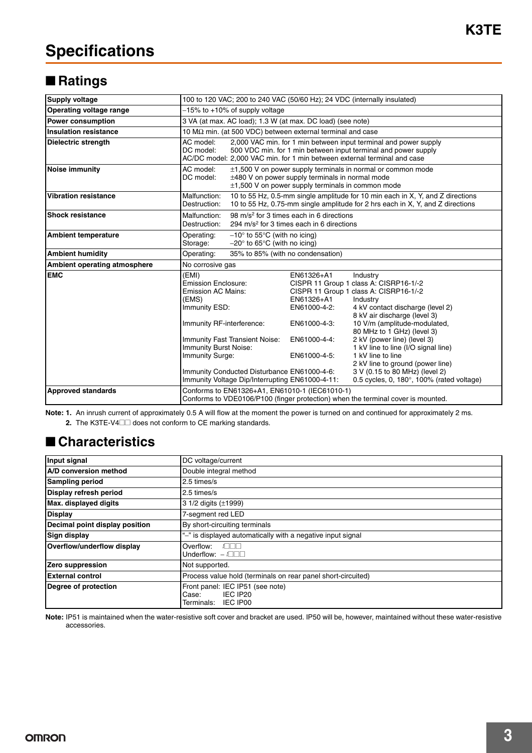# Specifications

## ■ Ratings

| Supply voltage | 100 to 120 VAC; 200 to 240 VAC (50/60 Hz); 24 VDC (internally insulated) |
|---|---|
| Operating voltage range | −15% to +10% of supply voltage |
| Power consumption | 3 VA (at max. AC load); 1.3 W (at max. DC load) (see note) |
| Insulation resistance | 10 MΩ min. (at 500 VDC) between external terminal and case |
| Dielectric strength | AC model: 2,000 VAC min. for 1 min between input terminal and power supply<br>DC model: 500 VDC min. for 1 min between input terminal and power supply<br>AC/DC model: 2,000 VAC min. for 1 min between external terminal and case |
| Noise immunity | AC model: ±1,500 V on power supply terminals in normal or common mode<br>DC model: ±480 V on power supply terminals in normal mode<br>±1,500 V on power supply terminals in common mode |
| Vibration resistance | Malfunction: 10 to 55 Hz, 0.5-mm single amplitude for 10 min each in X, Y, and Z directions<br>Destruction: 10 to 55 Hz, 0.75-mm single amplitude for 2 hrs each in X, Y, and Z directions |
| Shock resistance | Malfunction: 98 m/s² for 3 times each in 6 directions<br>Destruction: 294 m/s² for 3 times each in 6 directions |
| Ambient temperature | Operating: −10° to 55°C (with no icing)<br>Storage: −20° to 65°C (with no icing) |
| Ambient humidity | Operating: 35% to 85% (with no condensation) |
| Ambient operating atmosphere | No corrosive gas |
| EMC | (EMI) EN61326+A1 Industry<br>Emission Enclosure: CISPR 11 Group 1 class A: CISRP16-1/-2<br>Emission AC Mains: CISPR 11 Group 1 class A: CISRP16-1/-2<br>(EMS) EN61326+A1 Industry<br>Immunity ESD: EN61000-4-2: 4 kV contact discharge (level 2)<br>8 kV air discharge (level 3)<br>Immunity RF-interference: EN61000-4-3: 10 V/m (amplitude-modulated, 80 MHz to 1 GHz) (level 3)<br>Immunity Fast Transient Noise: EN61000-4-4: 2 kV (power line) (level 3)<br>Immunity Burst Noise: 1 kV line to line (I/O signal line)<br>Immunity Surge: EN61000-4-5: 1 kV line to line<br>2 kV line to ground (power line)<br>Immunity Conducted Disturbance EN61000-4-6: 3 V (0.15 to 80 MHz) (level 2)<br>Immunity Voltage Dip/Interrupting EN61000-4-11: 0.5 cycles, 0, 180°, 100% (rated voltage) |
| Approved standards | Conforms to EN61326+A1, EN61010-1 (IEC61010-1)<br>Conforms to VDE0106/P100 (finger protection) when the terminal cover is mounted. |

**Note: 1.** An inrush current of approximately 0.5 A will flow at the moment the power is turned on and continued for approximately 2 ms.

**2.** The K3TE-V4□□ does not conform to CE marking standards.

## ■ Characteristics

| Input signal | DC voltage/current |
|---|---|
| A/D conversion method | Double integral method |
| Sampling period | 2.5 times/s |
| Display refresh period | 2.5 times/s |
| Max. displayed digits | 3 1/2 digits (±1999) |
| Display | 7-segment red LED |
| Decimal point display position | By short-circuiting terminals |
| Sign display | "–" is displayed automatically with a negative input signal |
| Overflow/underflow display | Overflow: 1□□□<br>Underflow: – 1□□□ |
| Zero suppression | Not supported. |
| External control | Process value hold (terminals on rear panel short-circuited) |
| Degree of protection | Front panel: IEC IP51 (see note)<br>Case: IEC IP20<br>Terminals: IEC IP00 |

**Note:** IP51 is maintained when the water-resistive soft cover and bracket are used. IP50 will be, however, maintained without these water-resistive accessories.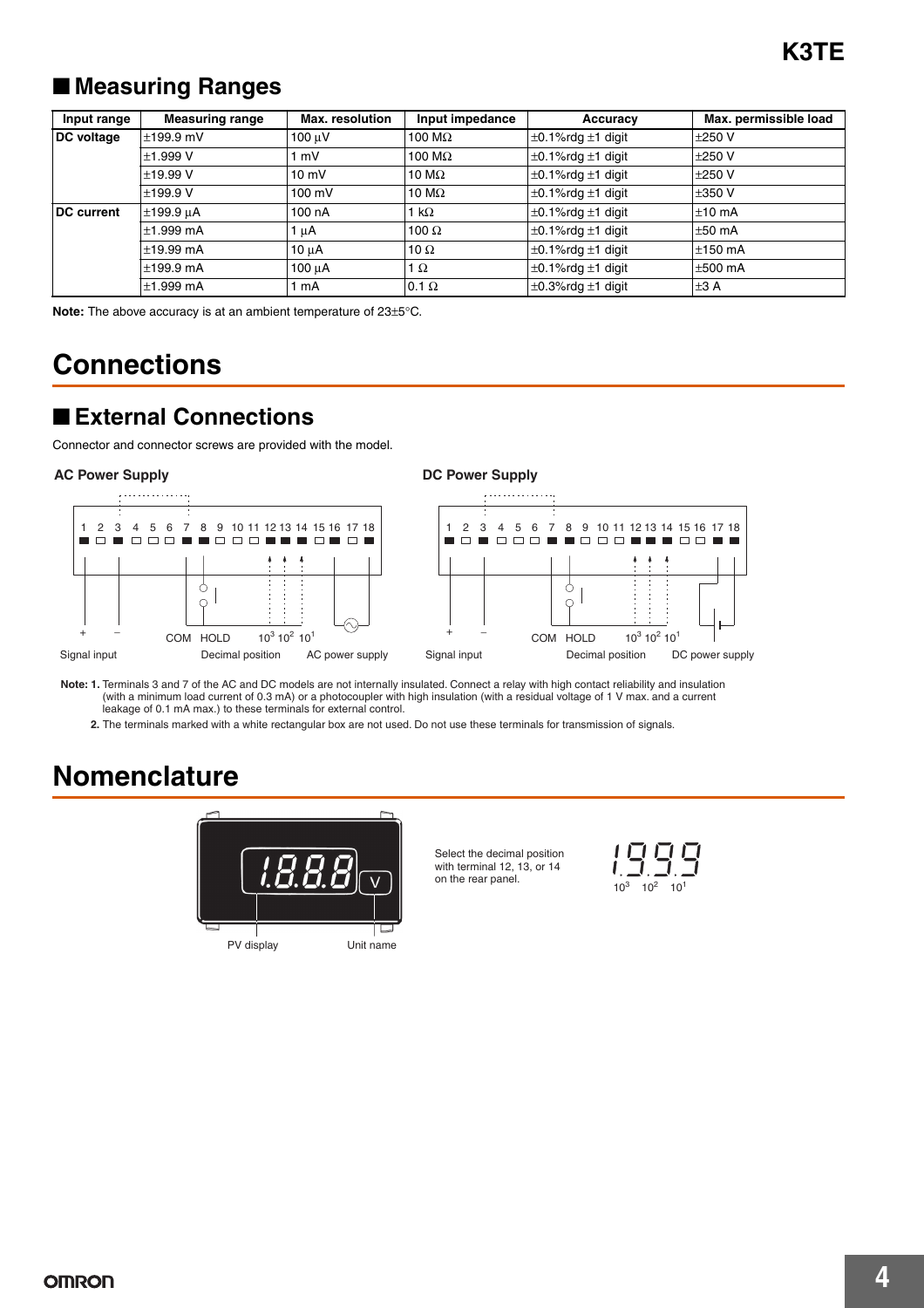## ■ Measuring Ranges

| Input range | Measuring range | Max. resolution | Input impedance | Accuracy | Max. permissible load |
|---|---|---|---|---|---|
| DC voltage | ±199.9 mV | 100 μV | 100 MΩ | ±0.1%rdg ±1 digit | ±250 V |
| | ±1.999 V | 1 mV | 100 MΩ | ±0.1%rdg ±1 digit | ±250 V |
| | ±19.99 V | 10 mV | 10 MΩ | ±0.1%rdg ±1 digit | ±250 V |
| | ±199.9 V | 100 mV | 10 MΩ | ±0.1%rdg ±1 digit | ±350 V |
| DC current | ±199.9 μA | 100 nA | 1 kΩ | ±0.1%rdg ±1 digit | ±10 mA |
| | ±1.999 mA | 1 μA | 100 Ω | ±0.1%rdg ±1 digit | ±50 mA |
| | ±19.99 mA | 10 μA | 10 Ω | ±0.1%rdg ±1 digit | ±150 mA |
| | ±199.9 mA | 100 μA | 1 Ω | ±0.1%rdg ±1 digit | ±500 mA |
| | ±1.999 mA | 1 mA | 0.1 Ω | ±0.3%rdg ±1 digit | ±3 A |

**Note:** The above accuracy is at an ambient temperature of 23±5°C.

# Connections

## ■ External Connections

Connector and connector screws are provided with the model.

**AC Power Supply**

1 2 3 4 5 6 7 8 9 10 11 12 13 14 15 16 17 18

+ – Signal input; COM HOLD; Decimal position $10^3$ $10^2$ $10^1$; AC power supply

**DC Power Supply**

1 2 3 4 5 6 7 8 9 10 11 12 13 14 15 16 17 18

+ – Signal input; COM HOLD; Decimal position $10^3$ $10^2$ $10^1$; DC power supply

**Note: 1.** Terminals 3 and 7 of the AC and DC models are not internally insulated. Connect a relay with high contact reliability and insulation (with a minimum load current of 0.3 mA) or a photocoupler with high insulation (with a residual voltage of 1 V max. and a current leakage of 0.1 mA max.) to these terminals for external control.

**2.** The terminals marked with a white rectangular box are not used. Do not use these terminals for transmission of signals.

# Nomenclature

1.8.8.8 V

PV display — Unit name

Select the decimal position with terminal 12, 13, or 14 on the rear panel.

1.9.9.9 — $10^3$ $10^2$ $10^1$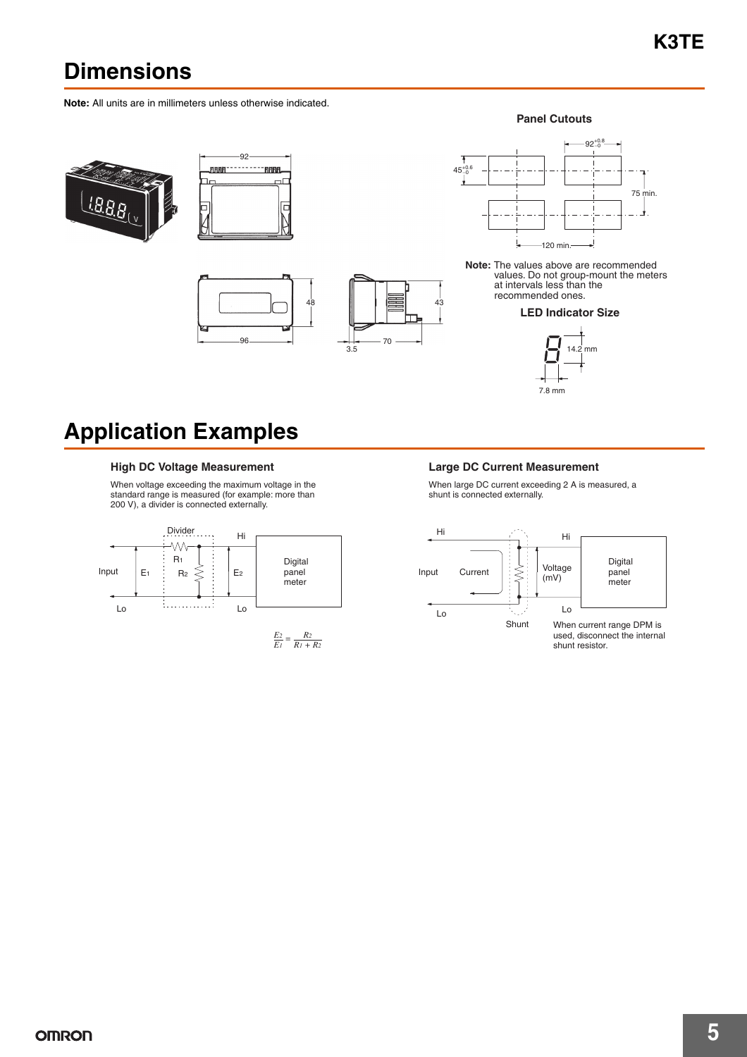# Dimensions

**Note:** All units are in millimeters unless otherwise indicated.

**Panel Cutouts**

**Note:** The values above are recommended values. Do not group-mount the meters at intervals less than the recommended ones.

**LED Indicator Size**

# Application Examples

### High DC Voltage Measurement

When voltage exceeding the maximum voltage in the standard range is measured (for example: more than 200 V), a divider is connected externally.

$$\frac{E_2}{E_1} = \frac{R_2}{R_1 + R_2}$$

### Large DC Current Measurement

When large DC current exceeding 2 A is measured, a shunt is connected externally.

When current range DPM is used, disconnect the internal shunt resistor.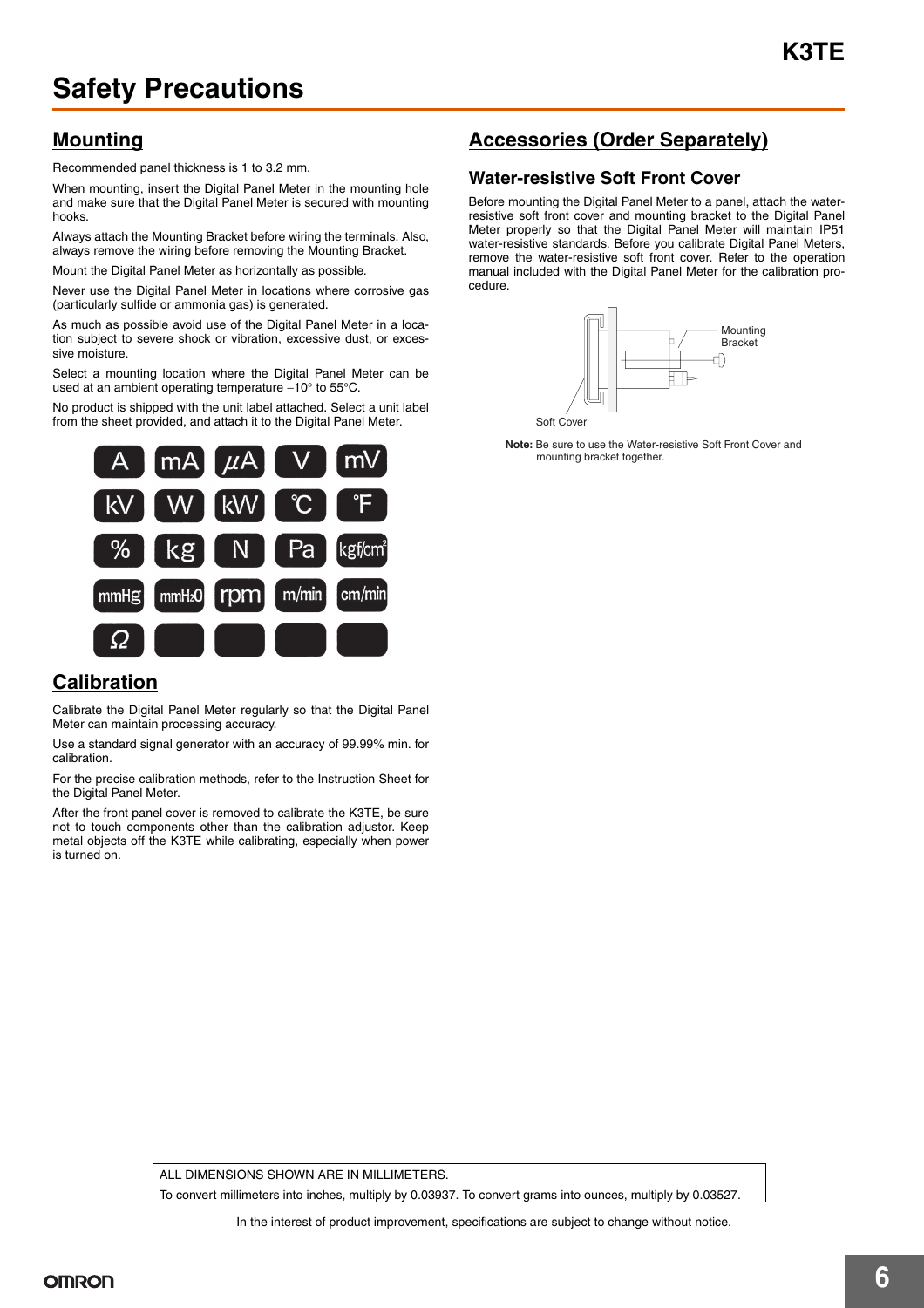# Safety Precautions

## Mounting

Recommended panel thickness is 1 to 3.2 mm.

When mounting, insert the Digital Panel Meter in the mounting hole and make sure that the Digital Panel Meter is secured with mounting hooks.

Always attach the Mounting Bracket before wiring the terminals. Also, always remove the wiring before removing the Mounting Bracket.

Mount the Digital Panel Meter as horizontally as possible.

Never use the Digital Panel Meter in locations where corrosive gas (particularly sulfide or ammonia gas) is generated.

As much as possible avoid use of the Digital Panel Meter in a location subject to severe shock or vibration, excessive dust, or excessive moisture.

Select a mounting location where the Digital Panel Meter can be used at an ambient operating temperature –10° to 55°C.

No product is shipped with the unit label attached. Select a unit label from the sheet provided, and attach it to the Digital Panel Meter.

| | | | | |
|---|---|---|---|---|
| A | mA | μA | V | mV |
| kV | W | kW | °C | °F |
| % | kg | N | Pa | kgf/cm² |
| mmHg | mmH₂O | rpm | m/min | cm/min |
| Ω | | | | |

## Calibration

Calibrate the Digital Panel Meter regularly so that the Digital Panel Meter can maintain processing accuracy.

Use a standard signal generator with an accuracy of 99.99% min. for calibration.

For the precise calibration methods, refer to the Instruction Sheet for the Digital Panel Meter.

After the front panel cover is removed to calibrate the K3TE, be sure not to touch components other than the calibration adjustor. Keep metal objects off the K3TE while calibrating, especially when power is turned on.

## Accessories (Order Separately)

### Water-resistive Soft Front Cover

Before mounting the Digital Panel Meter to a panel, attach the water-resistive soft front cover and mounting bracket to the Digital Panel Meter properly so that the Digital Panel Meter will maintain IP51 water-resistive standards. Before you calibrate Digital Panel Meters, remove the water-resistive soft front cover. Refer to the operation manual included with the Digital Panel Meter for the calibration procedure.

Mounting Bracket

Soft Cover

**Note:** Be sure to use the Water-resistive Soft Front Cover and mounting bracket together.

ALL DIMENSIONS SHOWN ARE IN MILLIMETERS.

To convert millimeters into inches, multiply by 0.03937. To convert grams into ounces, multiply by 0.03527.

In the interest of product improvement, specifications are subject to change without notice.